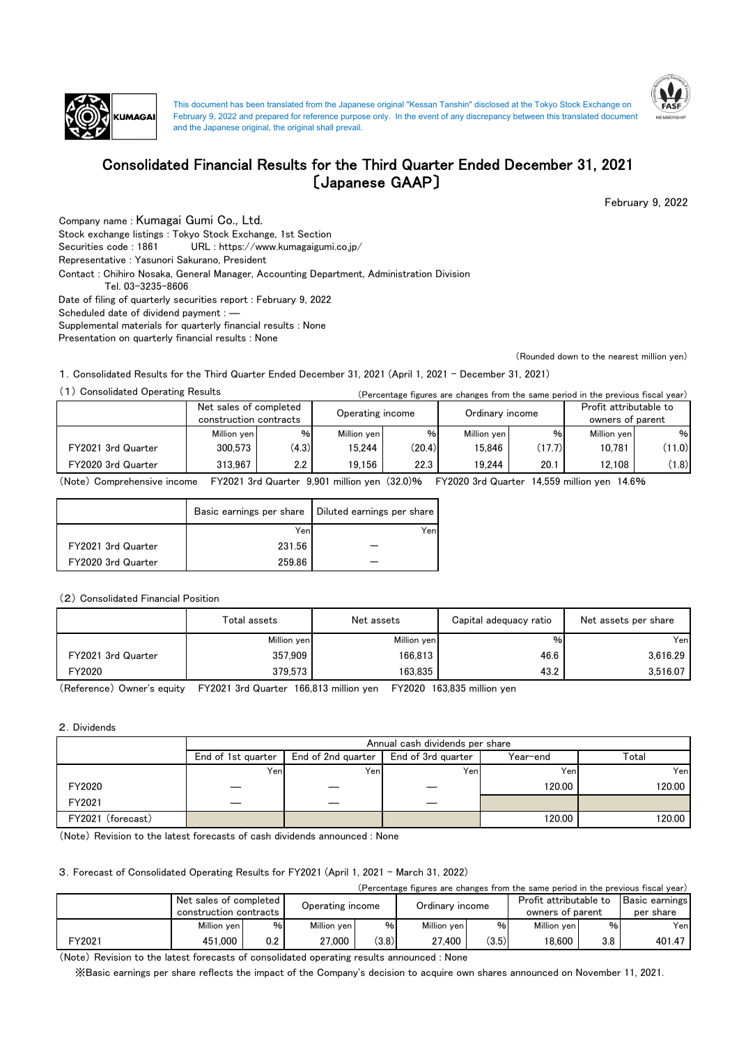This document has been translated from the Japanese original "Kessan Tanshin" disclosed at the Tokyo Stock Exchange on February 9, 2022 and prepared for reference purpose only. In the event of any discrepancy between this translated document and the Japanese original, the original shall prevail.

# Consolidated Financial Results for the Third Quarter Ended December 31, 2021 〔Japanese GAAP〕

February 9, 2022

Company name : Kumagai Gumi Co., Ltd.
Stock exchange listings : Tokyo Stock Exchange, 1st Section
Securities code : 1861　　URL : https://www.kumagaigumi.co.jp/
Representative : Yasunori Sakurano, President
Contact : Chihiro Nosaka, General Manager, Accounting Department, Administration Division
Tel. 03-3235-8606
Date of filing of quarterly securities report : February 9, 2022
Scheduled date of dividend payment : ―
Supplemental materials for quarterly financial results : None
Presentation on quarterly financial results : None

(Rounded down to the nearest million yen)

## 1. Consolidated Results for the Third Quarter Ended December 31, 2021 (April 1, 2021 – December 31, 2021)

### (1) Consolidated Operating Results

(Percentage figures are changes from the same period in the previous fiscal year)

| | Net sales of completed construction contracts | | Operating income | | Ordinary income | | Profit attributable to owners of parent | |
|---|---|---|---|---|---|---|---|---|
| | Million yen | % | Million yen | % | Million yen | % | Million yen | % |
| FY2021 3rd Quarter | 300,573 | (4.3) | 15,244 | (20.4) | 15,846 | (17.7) | 10,781 | (11.0) |
| FY2020 3rd Quarter | 313,967 | 2.2 | 19,156 | 22.3 | 19,244 | 20.1 | 12,108 | (1.8) |

(Note) Comprehensive income　FY2021 3rd Quarter 9,901 million yen (32.0)%　FY2020 3rd Quarter 14,559 million yen 14.6%

| | Basic earnings per share | Diluted earnings per share |
|---|---|---|
| | Yen | Yen |
| FY2021 3rd Quarter | 231.56 | ― |
| FY2020 3rd Quarter | 259.86 | ― |

### (2) Consolidated Financial Position

| | Total assets | Net assets | Capital adequacy ratio | Net assets per share |
|---|---|---|---|---|
| | Million yen | Million yen | % | Yen |
| FY2021 3rd Quarter | 357,909 | 166,813 | 46.6 | 3,616.29 |
| FY2020 | 379,573 | 163,835 | 43.2 | 3,516.07 |

(Reference) Owner's equity　FY2021 3rd Quarter 166,813 million yen　FY2020 163,835 million yen

## 2. Dividends

| | Annual cash dividends per share | | | | |
|---|---|---|---|---|---|
| | End of 1st quarter | End of 2nd quarter | End of 3rd quarter | Year-end | Total |
| | Yen | Yen | Yen | Yen | Yen |
| FY2020 | ― | ― | ― | 120.00 | 120.00 |
| FY2021 | ― | ― | ― | | |
| FY2021 (forecast) | | | | 120.00 | 120.00 |

(Note) Revision to the latest forecasts of cash dividends announced : None

## 3. Forecast of Consolidated Operating Results for FY2021 (April 1, 2021 – March 31, 2022)

(Percentage figures are changes from the same period in the previous fiscal year)

| | Net sales of completed construction contracts | | Operating income | | Ordinary income | | Profit attributable to owners of parent | | Basic earnings per share |
|---|---|---|---|---|---|---|---|---|---|
| | Million yen | % | Million yen | % | Million yen | % | Million yen | % | Yen |
| FY2021 | 451,000 | 0.2 | 27,000 | (3.8) | 27,400 | (3.5) | 18,600 | 3.8 | 401.47 |

(Note) Revision to the latest forecasts of consolidated operating results announced : None

※Basic earnings per share reflects the impact of the Company's decision to acquire own shares announced on November 11, 2021.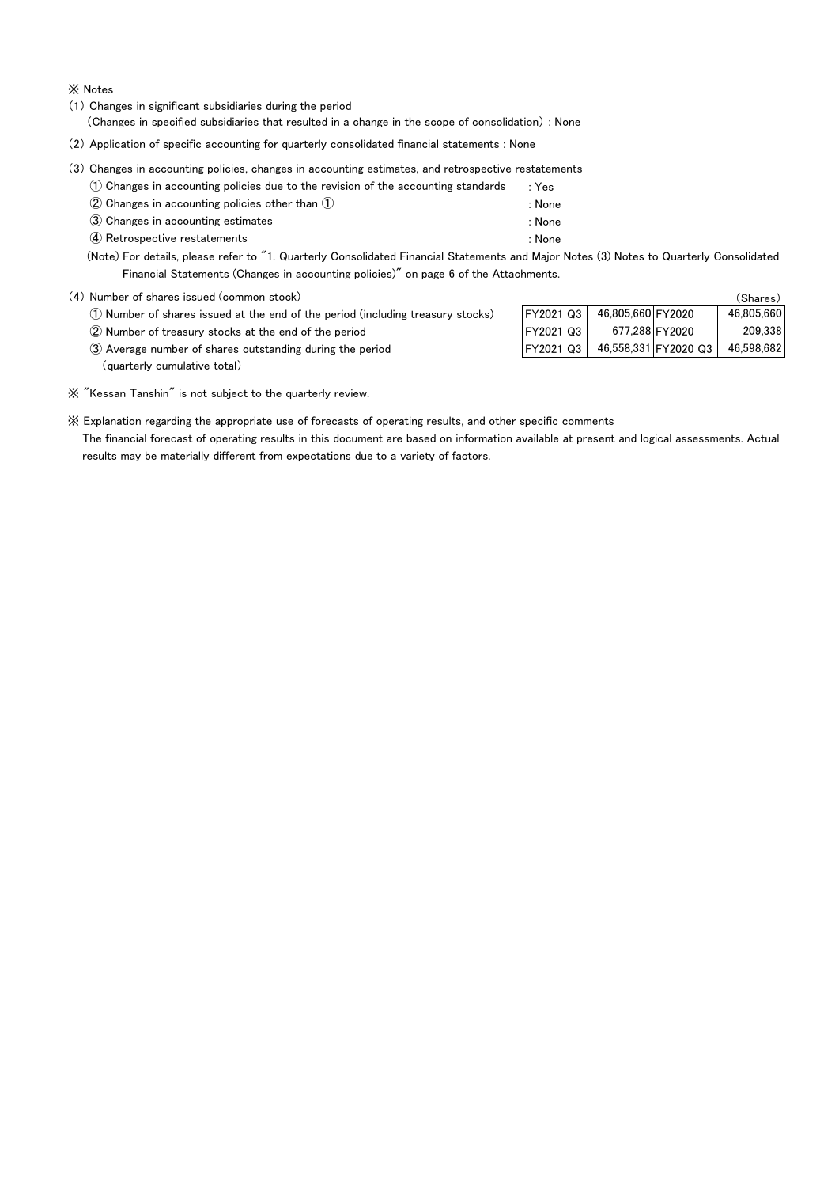※ Notes

(1) Changes in significant subsidiaries during the period
(Changes in specified subsidiaries that resulted in a change in the scope of consolidation) : None

(2) Application of specific accounting for quarterly consolidated financial statements : None

(3) Changes in accounting policies, changes in accounting estimates, and retrospective restatements

① Changes in accounting policies due to the revision of the accounting standards : Yes
② Changes in accounting policies other than ① : None
③ Changes in accounting estimates : None
④ Retrospective restatements : None

(Note) For details, please refer to "1. Quarterly Consolidated Financial Statements and Major Notes (3) Notes to Quarterly Consolidated Financial Statements (Changes in accounting policies)" on page 6 of the Attachments.

(4) Number of shares issued (common stock)

(Shares)

| | | | | |
|---|---|---|---|---|
| ① Number of shares issued at the end of the period (including treasury stocks) | FY2021 Q3 | 46,805,660 | FY2020 | 46,805,660 |
| ② Number of treasury stocks at the end of the period | FY2021 Q3 | 677,288 | FY2020 | 209,338 |
| ③ Average number of shares outstanding during the period (quarterly cumulative total) | FY2021 Q3 | 46,558,331 | FY2020 Q3 | 46,598,682 |

※ "Kessan Tanshin" is not subject to the quarterly review.

※ Explanation regarding the appropriate use of forecasts of operating results, and other specific comments

The financial forecast of operating results in this document are based on information available at present and logical assessments. Actual results may be materially different from expectations due to a variety of factors.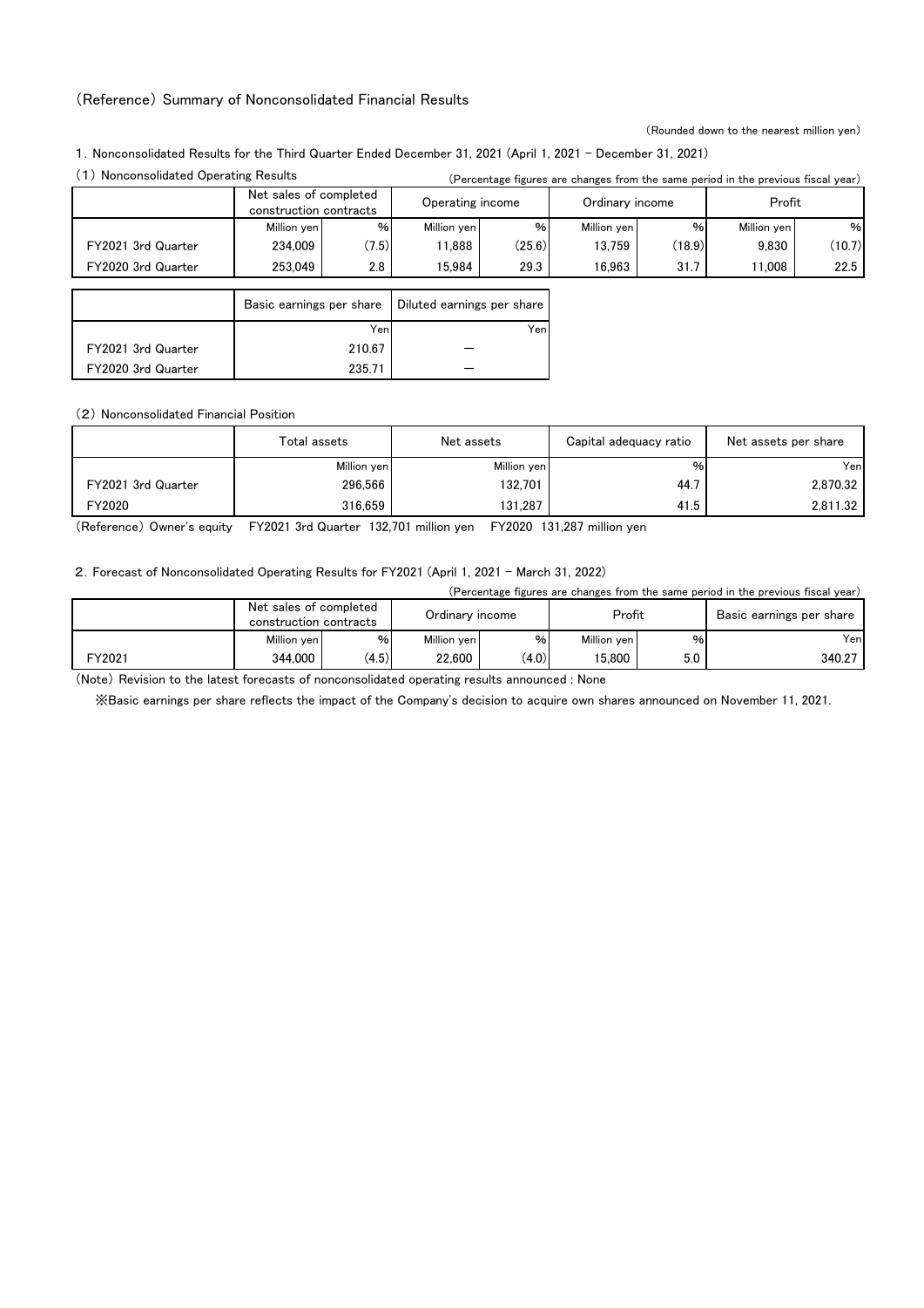# (Reference) Summary of Nonconsolidated Financial Results

(Rounded down to the nearest million yen)

## 1. Nonconsolidated Results for the Third Quarter Ended December 31, 2021 (April 1, 2021 – December 31, 2021)

### (1) Nonconsolidated Operating Results

(Percentage figures are changes from the same period in the previous fiscal year)

| | Net sales of completed construction contracts | | Operating income | | Ordinary income | | Profit | |
|---|---|---|---|---|---|---|---|---|
| | Million yen | % | Million yen | % | Million yen | % | Million yen | % |
| FY2021 3rd Quarter | 234,009 | (7.5) | 11,888 | (25.6) | 13,759 | (18.9) | 9,830 | (10.7) |
| FY2020 3rd Quarter | 253,049 | 2.8 | 15,984 | 29.3 | 16,963 | 31.7 | 11,008 | 22.5 |

| | Basic earnings per share | Diluted earnings per share |
|---|---|---|
| | Yen | Yen |
| FY2021 3rd Quarter | 210.67 | — |
| FY2020 3rd Quarter | 235.71 | — |

### (2) Nonconsolidated Financial Position

| | Total assets | Net assets | Capital adequacy ratio | Net assets per share |
|---|---|---|---|---|
| | Million yen | Million yen | % | Yen |
| FY2021 3rd Quarter | 296,566 | 132,701 | 44.7 | 2,870.32 |
| FY2020 | 316,659 | 131,287 | 41.5 | 2,811.32 |

(Reference) Owner's equity FY2021 3rd Quarter 132,701 million yen FY2020 131,287 million yen

## 2. Forecast of Nonconsolidated Operating Results for FY2021 (April 1, 2021 – March 31, 2022)

(Percentage figures are changes from the same period in the previous fiscal year)

| | Net sales of completed construction contracts | | Ordinary income | | Profit | | Basic earnings per share |
|---|---|---|---|---|---|---|---|
| | Million yen | % | Million yen | % | Million yen | % | Yen |
| FY2021 | 344,000 | (4.5) | 22,600 | (4.0) | 15,800 | 5.0 | 340.27 |

(Note) Revision to the latest forecasts of nonconsolidated operating results announced : None

※Basic earnings per share reflects the impact of the Company's decision to acquire own shares announced on November 11, 2021.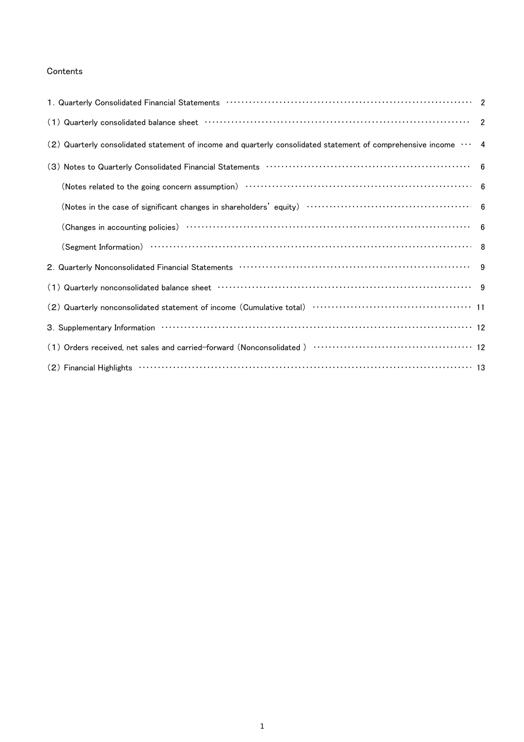Contents

| | |
|---|---|
| １. Quarterly Consolidated Financial Statements | 2 |
| （1） Quarterly consolidated balance sheet | 2 |
| （2） Quarterly consolidated statement of income and quarterly consolidated statement of comprehensive income | 4 |
| （3） Notes to Quarterly Consolidated Financial Statements | 6 |
| （Notes related to the going concern assumption） | 6 |
| （Notes in the case of significant changes in shareholders' equity） | 6 |
| （Changes in accounting policies） | 6 |
| （Segment Information） | 8 |
| ２. Quarterly Nonconsolidated Financial Statements | 9 |
| （1） Quarterly nonconsolidated balance sheet | 9 |
| （2） Quarterly nonconsolidated statement of income（Cumulative total） | 11 |
| ３. Supplementary Information | 12 |
| （1） Orders received, net sales and carried-forward（Nonconsolidated ） | 12 |
| （2） Financial Highlights | 13 |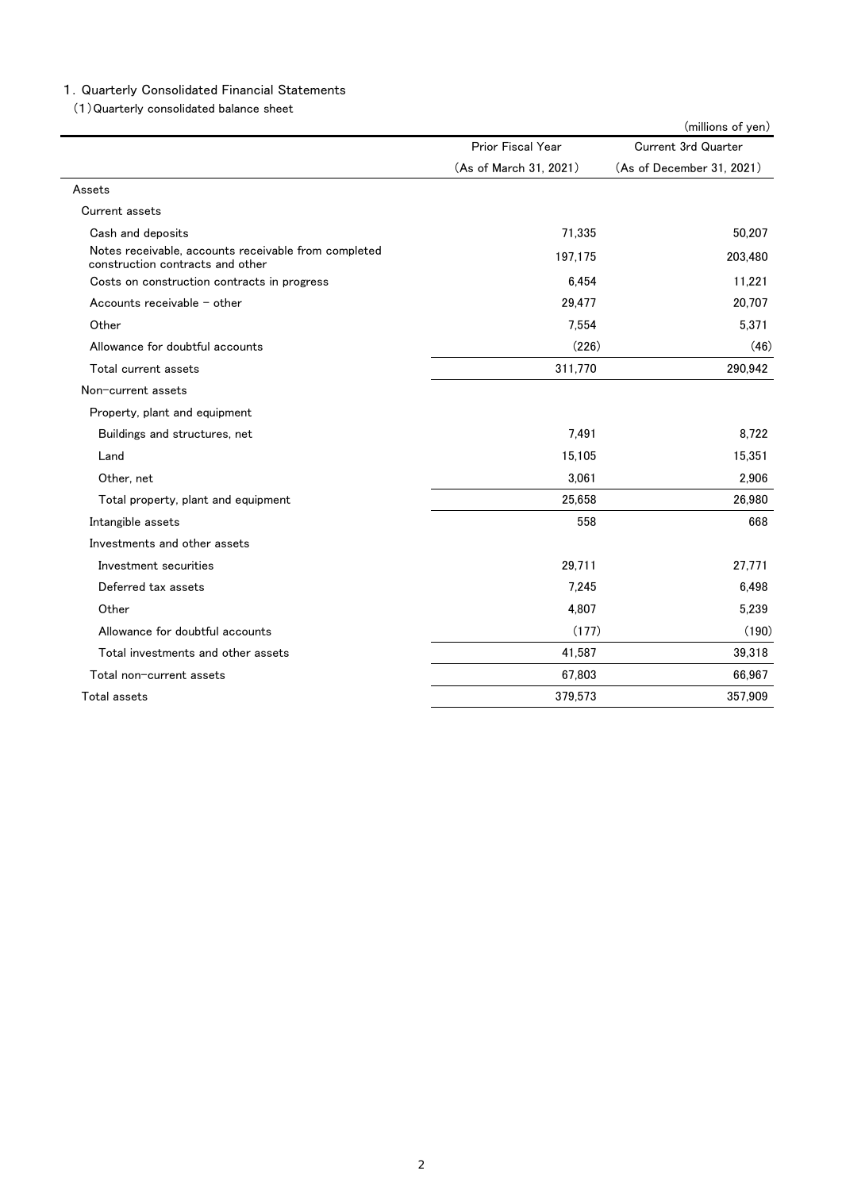## 1. Quarterly Consolidated Financial Statements

### (1) Quarterly consolidated balance sheet

(millions of yen)

| | Prior Fiscal Year (As of March 31, 2021) | Current 3rd Quarter (As of December 31, 2021) |
|---|---|---|
| Assets | | |
| Current assets | | |
| Cash and deposits | 71,335 | 50,207 |
| Notes receivable, accounts receivable from completed construction contracts and other | 197,175 | 203,480 |
| Costs on construction contracts in progress | 6,454 | 11,221 |
| Accounts receivable – other | 29,477 | 20,707 |
| Other | 7,554 | 5,371 |
| Allowance for doubtful accounts | (226) | (46) |
| Total current assets | 311,770 | 290,942 |
| Non-current assets | | |
| Property, plant and equipment | | |
| Buildings and structures, net | 7,491 | 8,722 |
| Land | 15,105 | 15,351 |
| Other, net | 3,061 | 2,906 |
| Total property, plant and equipment | 25,658 | 26,980 |
| Intangible assets | 558 | 668 |
| Investments and other assets | | |
| Investment securities | 29,711 | 27,771 |
| Deferred tax assets | 7,245 | 6,498 |
| Other | 4,807 | 5,239 |
| Allowance for doubtful accounts | (177) | (190) |
| Total investments and other assets | 41,587 | 39,318 |
| Total non-current assets | 67,803 | 66,967 |
| Total assets | 379,573 | 357,909 |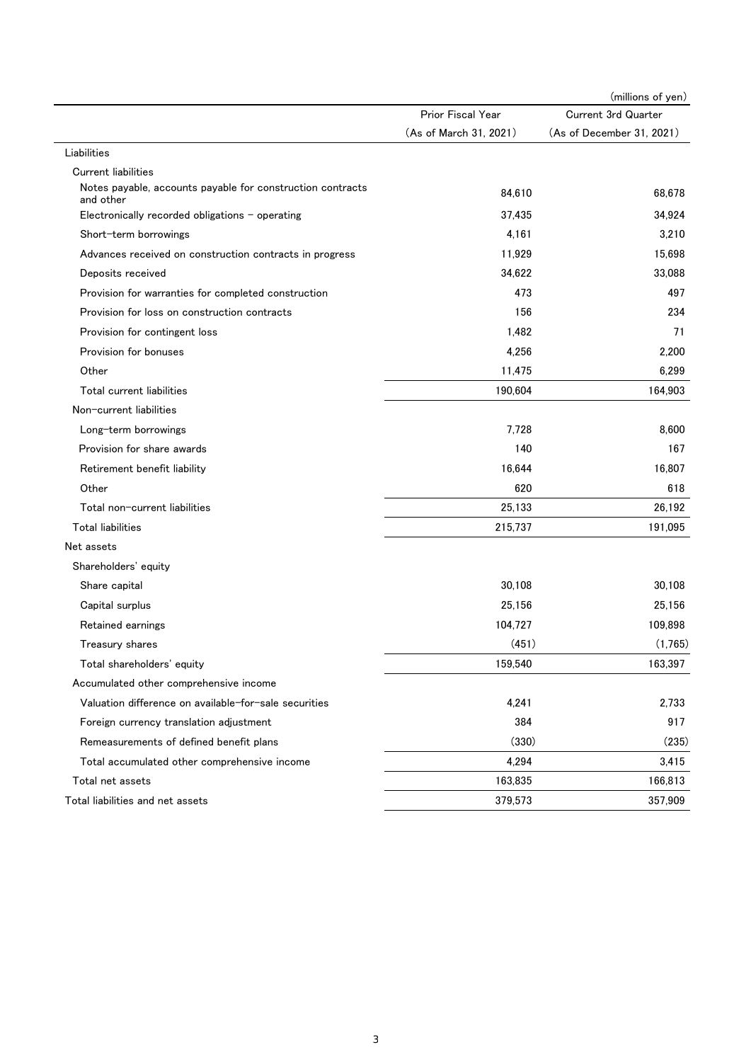(millions of yen)

| | Prior Fiscal Year (As of March 31, 2021) | Current 3rd Quarter (As of December 31, 2021) |
|---|---|---|
| Liabilities | | |
| Current liabilities | | |
| Notes payable, accounts payable for construction contracts and other | 84,610 | 68,678 |
| Electronically recorded obligations – operating | 37,435 | 34,924 |
| Short-term borrowings | 4,161 | 3,210 |
| Advances received on construction contracts in progress | 11,929 | 15,698 |
| Deposits received | 34,622 | 33,088 |
| Provision for warranties for completed construction | 473 | 497 |
| Provision for loss on construction contracts | 156 | 234 |
| Provision for contingent loss | 1,482 | 71 |
| Provision for bonuses | 4,256 | 2,200 |
| Other | 11,475 | 6,299 |
| Total current liabilities | 190,604 | 164,903 |
| Non-current liabilities | | |
| Long-term borrowings | 7,728 | 8,600 |
| Provision for share awards | 140 | 167 |
| Retirement benefit liability | 16,644 | 16,807 |
| Other | 620 | 618 |
| Total non-current liabilities | 25,133 | 26,192 |
| Total liabilities | 215,737 | 191,095 |
| Net assets | | |
| Shareholders' equity | | |
| Share capital | 30,108 | 30,108 |
| Capital surplus | 25,156 | 25,156 |
| Retained earnings | 104,727 | 109,898 |
| Treasury shares | (451) | (1,765) |
| Total shareholders' equity | 159,540 | 163,397 |
| Accumulated other comprehensive income | | |
| Valuation difference on available-for-sale securities | 4,241 | 2,733 |
| Foreign currency translation adjustment | 384 | 917 |
| Remeasurements of defined benefit plans | (330) | (235) |
| Total accumulated other comprehensive income | 4,294 | 3,415 |
| Total net assets | 163,835 | 166,813 |
| Total liabilities and net assets | 379,573 | 357,909 |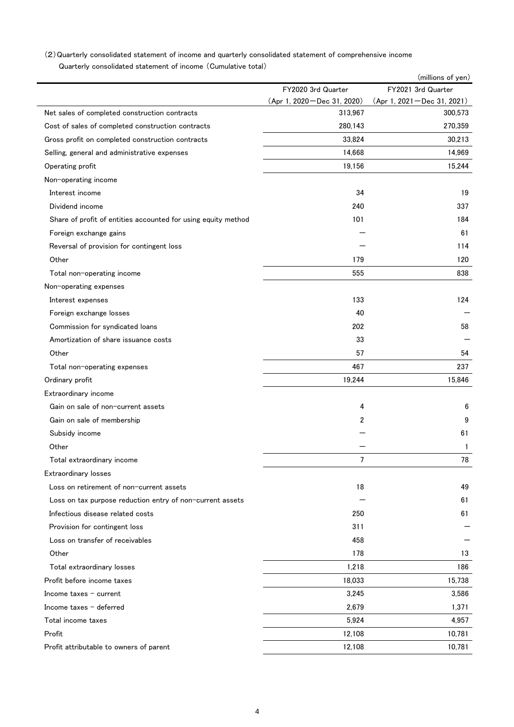(2) Quarterly consolidated statement of income and quarterly consolidated statement of comprehensive income

Quarterly consolidated statement of income (Cumulative total)

(millions of yen)

| | FY2020 3rd Quarter (Apr 1, 2020－Dec 31, 2020) | FY2021 3rd Quarter (Apr 1, 2021－Dec 31, 2021) |
|---|---|---|
| Net sales of completed construction contracts | 313,967 | 300,573 |
| Cost of sales of completed construction contracts | 280,143 | 270,359 |
| Gross profit on completed construction contracts | 33,824 | 30,213 |
| Selling, general and administrative expenses | 14,668 | 14,969 |
| Operating profit | 19,156 | 15,244 |
| Non-operating income | | |
| Interest income | 34 | 19 |
| Dividend income | 240 | 337 |
| Share of profit of entities accounted for using equity method | 101 | 184 |
| Foreign exchange gains | － | 61 |
| Reversal of provision for contingent loss | － | 114 |
| Other | 179 | 120 |
| Total non-operating income | 555 | 838 |
| Non-operating expenses | | |
| Interest expenses | 133 | 124 |
| Foreign exchange losses | 40 | － |
| Commission for syndicated loans | 202 | 58 |
| Amortization of share issuance costs | 33 | － |
| Other | 57 | 54 |
| Total non-operating expenses | 467 | 237 |
| Ordinary profit | 19,244 | 15,846 |
| Extraordinary income | | |
| Gain on sale of non-current assets | 4 | 6 |
| Gain on sale of membership | 2 | 9 |
| Subsidy income | － | 61 |
| Other | － | 1 |
| Total extraordinary income | 7 | 78 |
| Extraordinary losses | | |
| Loss on retirement of non-current assets | 18 | 49 |
| Loss on tax purpose reduction entry of non-current assets | － | 61 |
| Infectious disease related costs | 250 | 61 |
| Provision for contingent loss | 311 | － |
| Loss on transfer of receivables | 458 | － |
| Other | 178 | 13 |
| Total extraordinary losses | 1,218 | 186 |
| Profit before income taxes | 18,033 | 15,738 |
| Income taxes - current | 3,245 | 3,586 |
| Income taxes - deferred | 2,679 | 1,371 |
| Total income taxes | 5,924 | 4,957 |
| Profit | 12,108 | 10,781 |
| Profit attributable to owners of parent | 12,108 | 10,781 |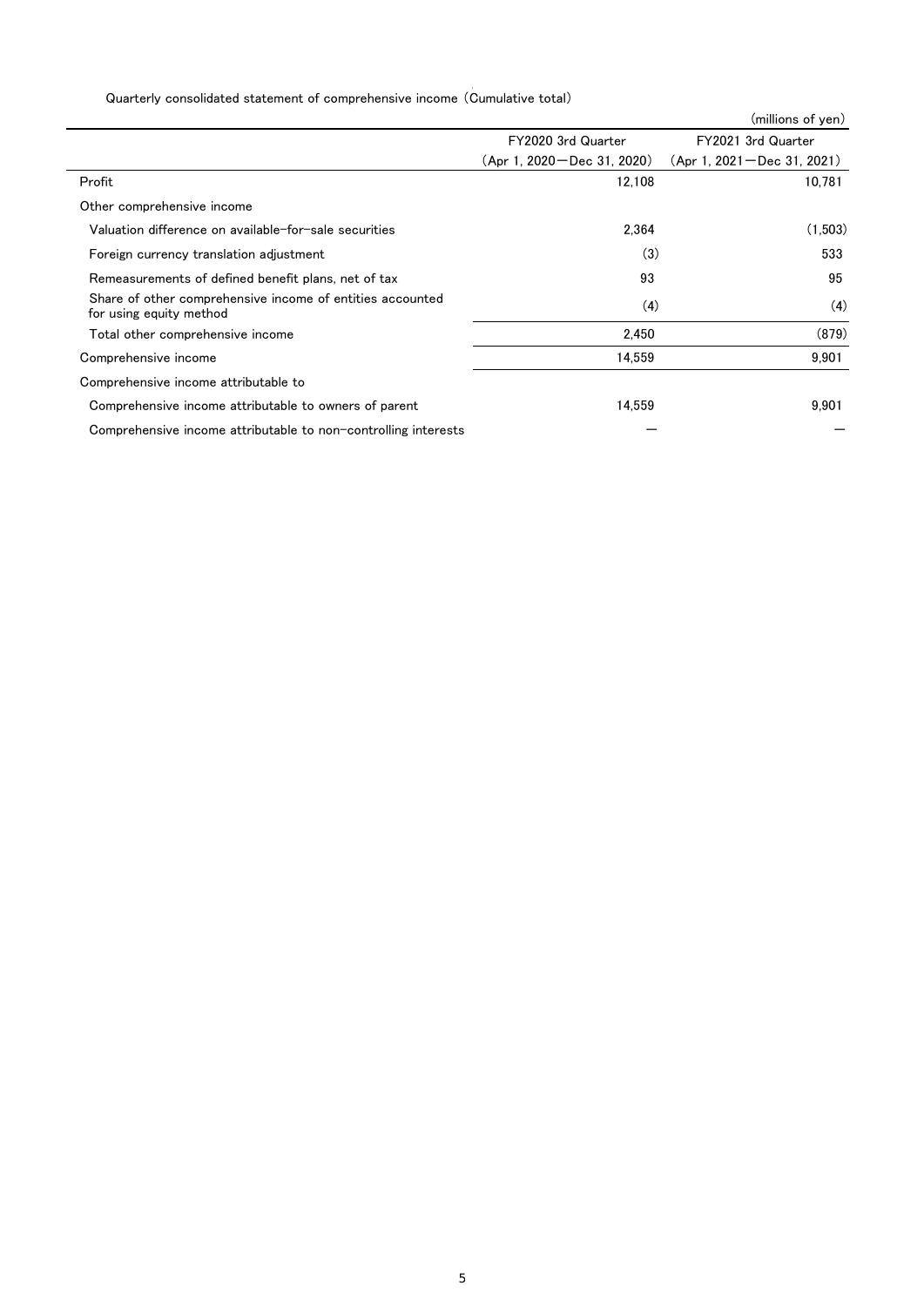Quarterly consolidated statement of comprehensive income (Cumulative total)

(millions of yen)

| | FY2020 3rd Quarter (Apr 1, 2020－Dec 31, 2020) | FY2021 3rd Quarter (Apr 1, 2021－Dec 31, 2021) |
|---|---|---|
| Profit | 12,108 | 10,781 |
| Other comprehensive income | | |
| Valuation difference on available-for-sale securities | 2,364 | (1,503) |
| Foreign currency translation adjustment | (3) | 533 |
| Remeasurements of defined benefit plans, net of tax | 93 | 95 |
| Share of other comprehensive income of entities accounted for using equity method | (4) | (4) |
| Total other comprehensive income | 2,450 | (879) |
| Comprehensive income | 14,559 | 9,901 |
| Comprehensive income attributable to | | |
| Comprehensive income attributable to owners of parent | 14,559 | 9,901 |
| Comprehensive income attributable to non-controlling interests | － | － |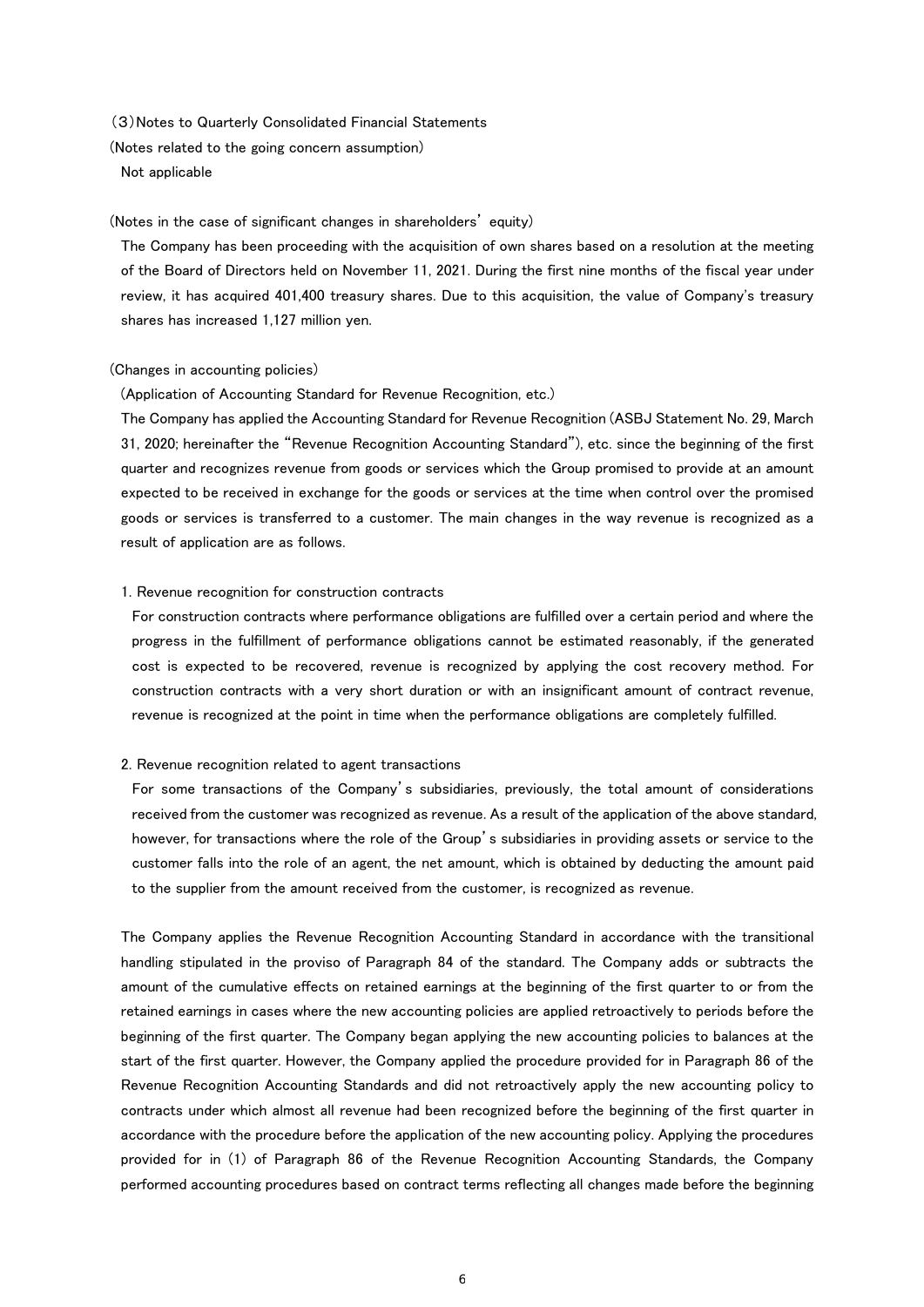## (3) Notes to Quarterly Consolidated Financial Statements

(Notes related to the going concern assumption)

Not applicable

(Notes in the case of significant changes in shareholders' equity)

The Company has been proceeding with the acquisition of own shares based on a resolution at the meeting of the Board of Directors held on November 11, 2021. During the first nine months of the fiscal year under review, it has acquired 401,400 treasury shares. Due to this acquisition, the value of Company's treasury shares has increased 1,127 million yen.

(Changes in accounting policies)

(Application of Accounting Standard for Revenue Recognition, etc.)

The Company has applied the Accounting Standard for Revenue Recognition (ASBJ Statement No. 29, March 31, 2020; hereinafter the "Revenue Recognition Accounting Standard"), etc. since the beginning of the first quarter and recognizes revenue from goods or services which the Group promised to provide at an amount expected to be received in exchange for the goods or services at the time when control over the promised goods or services is transferred to a customer. The main changes in the way revenue is recognized as a result of application are as follows.

1. Revenue recognition for construction contracts

For construction contracts where performance obligations are fulfilled over a certain period and where the progress in the fulfillment of performance obligations cannot be estimated reasonably, if the generated cost is expected to be recovered, revenue is recognized by applying the cost recovery method. For construction contracts with a very short duration or with an insignificant amount of contract revenue, revenue is recognized at the point in time when the performance obligations are completely fulfilled.

2. Revenue recognition related to agent transactions

For some transactions of the Company's subsidiaries, previously, the total amount of considerations received from the customer was recognized as revenue. As a result of the application of the above standard, however, for transactions where the role of the Group's subsidiaries in providing assets or service to the customer falls into the role of an agent, the net amount, which is obtained by deducting the amount paid to the supplier from the amount received from the customer, is recognized as revenue.

The Company applies the Revenue Recognition Accounting Standard in accordance with the transitional handling stipulated in the proviso of Paragraph 84 of the standard. The Company adds or subtracts the amount of the cumulative effects on retained earnings at the beginning of the first quarter to or from the retained earnings in cases where the new accounting policies are applied retroactively to periods before the beginning of the first quarter. The Company began applying the new accounting policies to balances at the start of the first quarter. However, the Company applied the procedure provided for in Paragraph 86 of the Revenue Recognition Accounting Standards and did not retroactively apply the new accounting policy to contracts under which almost all revenue had been recognized before the beginning of the first quarter in accordance with the procedure before the application of the new accounting policy. Applying the procedures provided for in (1) of Paragraph 86 of the Revenue Recognition Accounting Standards, the Company performed accounting procedures based on contract terms reflecting all changes made before the beginning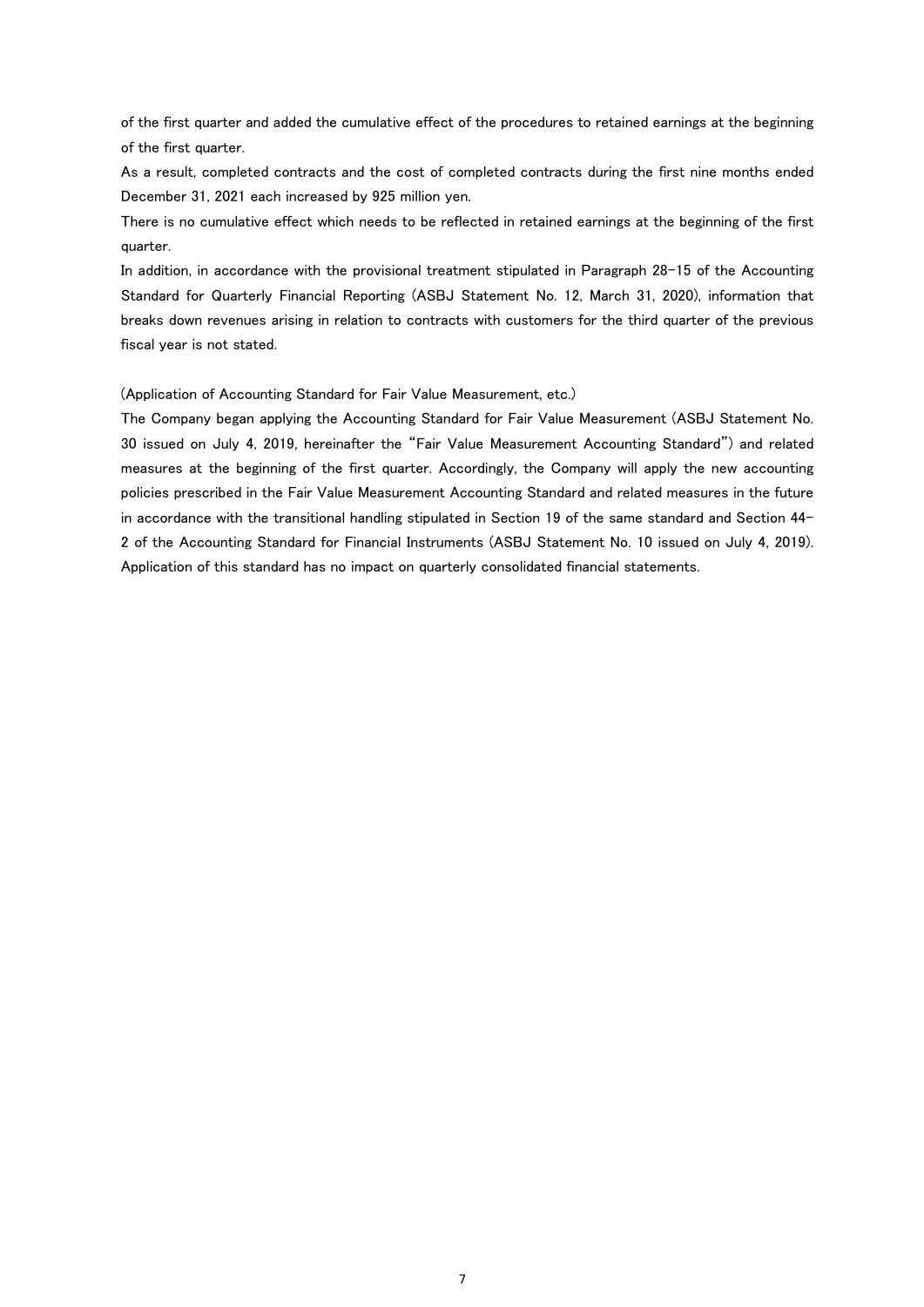of the first quarter and added the cumulative effect of the procedures to retained earnings at the beginning of the first quarter.

As a result, completed contracts and the cost of completed contracts during the first nine months ended December 31, 2021 each increased by 925 million yen.

There is no cumulative effect which needs to be reflected in retained earnings at the beginning of the first quarter.

In addition, in accordance with the provisional treatment stipulated in Paragraph 28-15 of the Accounting Standard for Quarterly Financial Reporting (ASBJ Statement No. 12, March 31, 2020), information that breaks down revenues arising in relation to contracts with customers for the third quarter of the previous fiscal year is not stated.

(Application of Accounting Standard for Fair Value Measurement, etc.)

The Company began applying the Accounting Standard for Fair Value Measurement (ASBJ Statement No. 30 issued on July 4, 2019, hereinafter the "Fair Value Measurement Accounting Standard") and related measures at the beginning of the first quarter. Accordingly, the Company will apply the new accounting policies prescribed in the Fair Value Measurement Accounting Standard and related measures in the future in accordance with the transitional handling stipulated in Section 19 of the same standard and Section 44-2 of the Accounting Standard for Financial Instruments (ASBJ Statement No. 10 issued on July 4, 2019). Application of this standard has no impact on quarterly consolidated financial statements.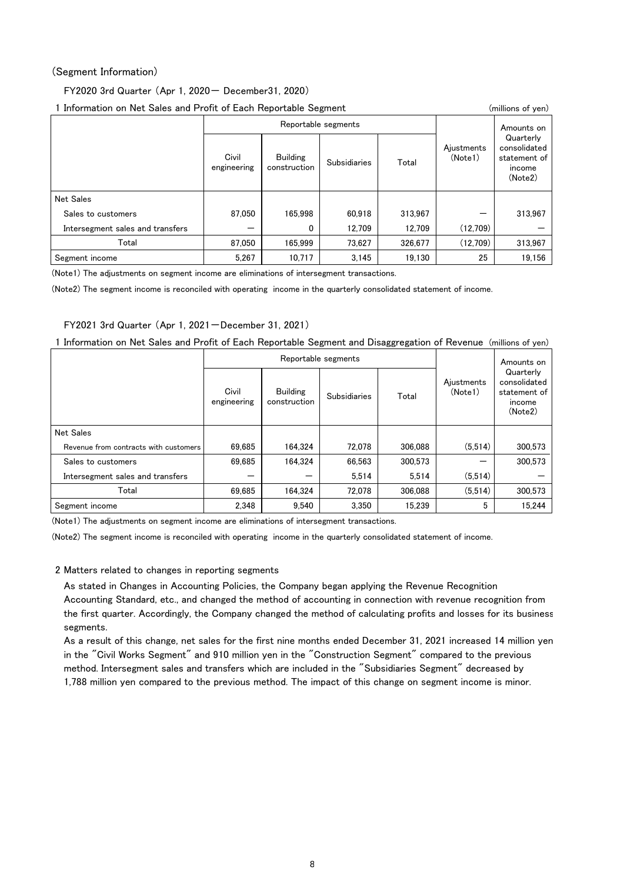(Segment Information)

FY2020 3rd Quarter (Apr 1, 2020－ December31, 2020)

1 Information on Net Sales and Profit of Each Reportable Segment (millions of yen)

| | Reportable segments | | | | Ajustments (Note1) | Amounts on Quarterly consolidated statement of income (Note2) |
|---|---|---|---|---|---|---|
| | Civil engineering | Building construction | Subsidiaries | Total | | |
| Net Sales | | | | | | |
| Sales to customers | 87,050 | 165,998 | 60,918 | 313,967 | — | 313,967 |
| Intersegment sales and transfers | — | 0 | 12,709 | 12,709 | (12,709) | — |
| Total | 87,050 | 165,999 | 73,627 | 326,677 | (12,709) | 313,967 |
| Segment income | 5,267 | 10,717 | 3,145 | 19,130 | 25 | 19,156 |

(Note1) The adjustments on segment income are eliminations of intersegment transactions.

(Note2) The segment income is reconciled with operating income in the quarterly consolidated statement of income.

FY2021 3rd Quarter (Apr 1, 2021－December 31, 2021)

1 Information on Net Sales and Profit of Each Reportable Segment and Disaggregation of Revenue (millions of yen)

| | Reportable segments | | | | Ajustments (Note1) | Amounts on Quarterly consolidated statement of income (Note2) |
|---|---|---|---|---|---|---|
| | Civil engineering | Building construction | Subsidiaries | Total | | |
| Net Sales | | | | | | |
| Revenue from contracts with customers | 69,685 | 164,324 | 72,078 | 306,088 | (5,514) | 300,573 |
| Sales to customers | 69,685 | 164,324 | 66,563 | 300,573 | — | 300,573 |
| Intersegment sales and transfers | — | — | 5,514 | 5,514 | (5,514) | — |
| Total | 69,685 | 164,324 | 72,078 | 306,088 | (5,514) | 300,573 |
| Segment income | 2,348 | 9,540 | 3,350 | 15,239 | 5 | 15,244 |

(Note1) The adjustments on segment income are eliminations of intersegment transactions.

(Note2) The segment income is reconciled with operating income in the quarterly consolidated statement of income.

2 Matters related to changes in reporting segments

As stated in Changes in Accounting Policies, the Company began applying the Revenue Recognition Accounting Standard, etc., and changed the method of accounting in connection with revenue recognition from the first quarter. Accordingly, the Company changed the method of calculating profits and losses for its business segments.

As a result of this change, net sales for the first nine months ended December 31, 2021 increased 14 million yen in the "Civil Works Segment" and 910 million yen in the "Construction Segment" compared to the previous method. Intersegment sales and transfers which are included in the "Subsidiaries Segment" decreased by 1,788 million yen compared to the previous method. The impact of this change on segment income is minor.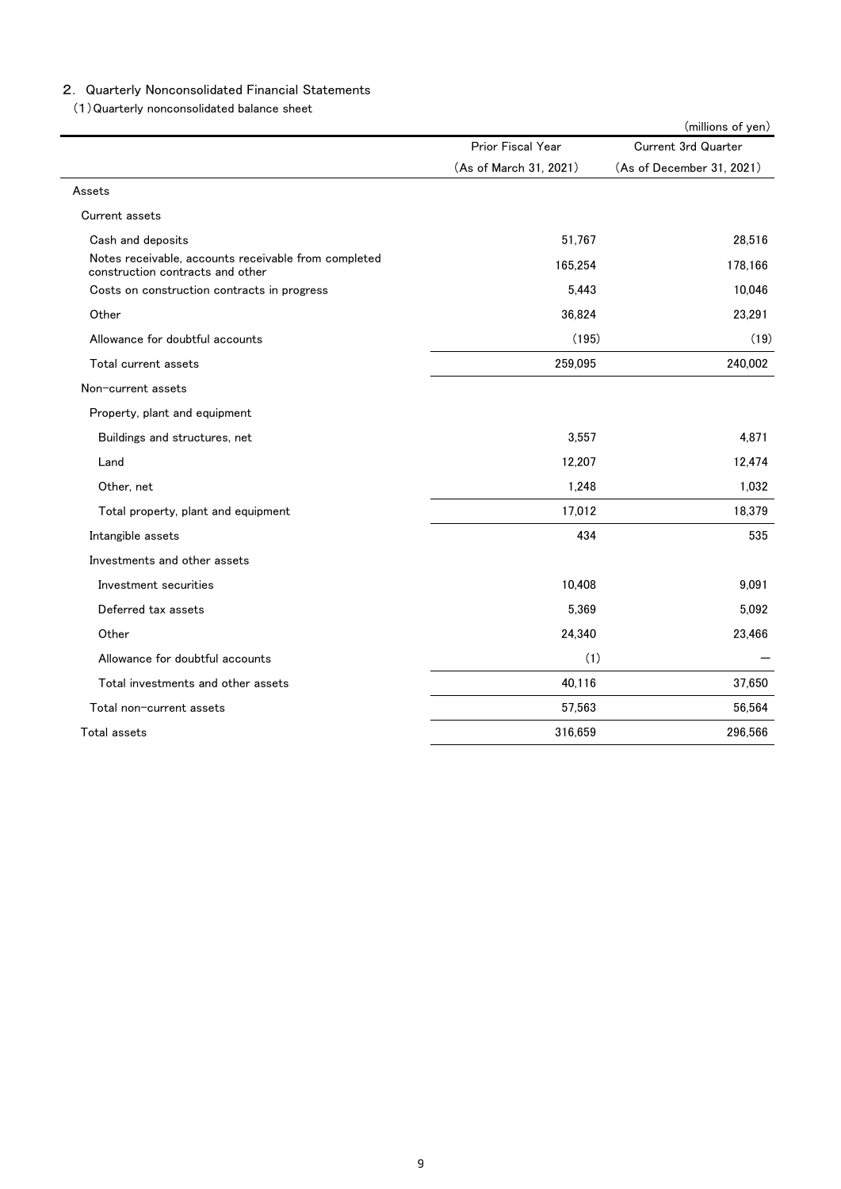## 2. Quarterly Nonconsolidated Financial Statements

### (1) Quarterly nonconsolidated balance sheet

(millions of yen)

| | Prior Fiscal Year (As of March 31, 2021) | Current 3rd Quarter (As of December 31, 2021) |
|---|---|---|
| Assets | | |
| Current assets | | |
| Cash and deposits | 51,767 | 28,516 |
| Notes receivable, accounts receivable from completed construction contracts and other | 165,254 | 178,166 |
| Costs on construction contracts in progress | 5,443 | 10,046 |
| Other | 36,824 | 23,291 |
| Allowance for doubtful accounts | (195) | (19) |
| Total current assets | 259,095 | 240,002 |
| Non-current assets | | |
| Property, plant and equipment | | |
| Buildings and structures, net | 3,557 | 4,871 |
| Land | 12,207 | 12,474 |
| Other, net | 1,248 | 1,032 |
| Total property, plant and equipment | 17,012 | 18,379 |
| Intangible assets | 434 | 535 |
| Investments and other assets | | |
| Investment securities | 10,408 | 9,091 |
| Deferred tax assets | 5,369 | 5,092 |
| Other | 24,340 | 23,466 |
| Allowance for doubtful accounts | (1) | － |
| Total investments and other assets | 40,116 | 37,650 |
| Total non-current assets | 57,563 | 56,564 |
| Total assets | 316,659 | 296,566 |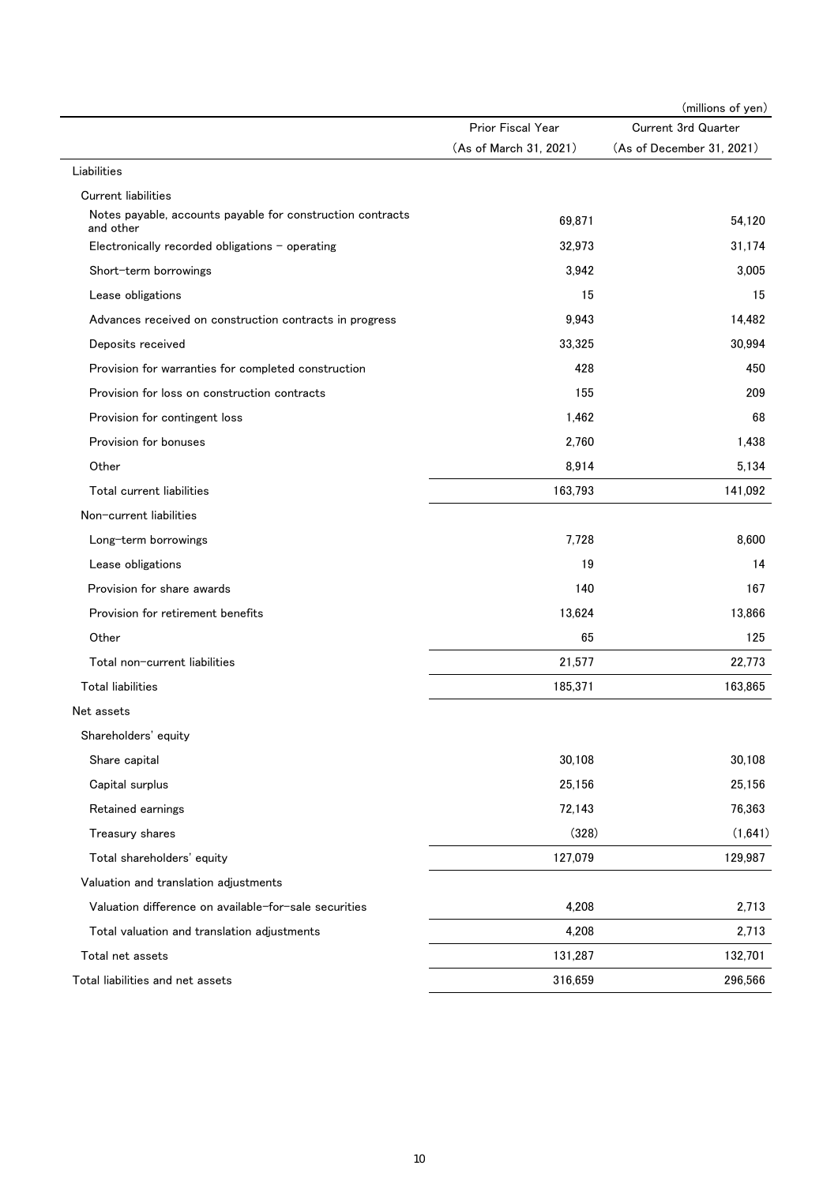(millions of yen)

| | Prior Fiscal Year (As of March 31, 2021) | Current 3rd Quarter (As of December 31, 2021) |
|---|---|---|
| Liabilities | | |
| Current liabilities | | |
| Notes payable, accounts payable for construction contracts and other | 69,871 | 54,120 |
| Electronically recorded obligations – operating | 32,973 | 31,174 |
| Short-term borrowings | 3,942 | 3,005 |
| Lease obligations | 15 | 15 |
| Advances received on construction contracts in progress | 9,943 | 14,482 |
| Deposits received | 33,325 | 30,994 |
| Provision for warranties for completed construction | 428 | 450 |
| Provision for loss on construction contracts | 155 | 209 |
| Provision for contingent loss | 1,462 | 68 |
| Provision for bonuses | 2,760 | 1,438 |
| Other | 8,914 | 5,134 |
| Total current liabilities | 163,793 | 141,092 |
| Non-current liabilities | | |
| Long-term borrowings | 7,728 | 8,600 |
| Lease obligations | 19 | 14 |
| Provision for share awards | 140 | 167 |
| Provision for retirement benefits | 13,624 | 13,866 |
| Other | 65 | 125 |
| Total non-current liabilities | 21,577 | 22,773 |
| Total liabilities | 185,371 | 163,865 |
| Net assets | | |
| Shareholders' equity | | |
| Share capital | 30,108 | 30,108 |
| Capital surplus | 25,156 | 25,156 |
| Retained earnings | 72,143 | 76,363 |
| Treasury shares | (328) | (1,641) |
| Total shareholders' equity | 127,079 | 129,987 |
| Valuation and translation adjustments | | |
| Valuation difference on available-for-sale securities | 4,208 | 2,713 |
| Total valuation and translation adjustments | 4,208 | 2,713 |
| Total net assets | 131,287 | 132,701 |
| Total liabilities and net assets | 316,659 | 296,566 |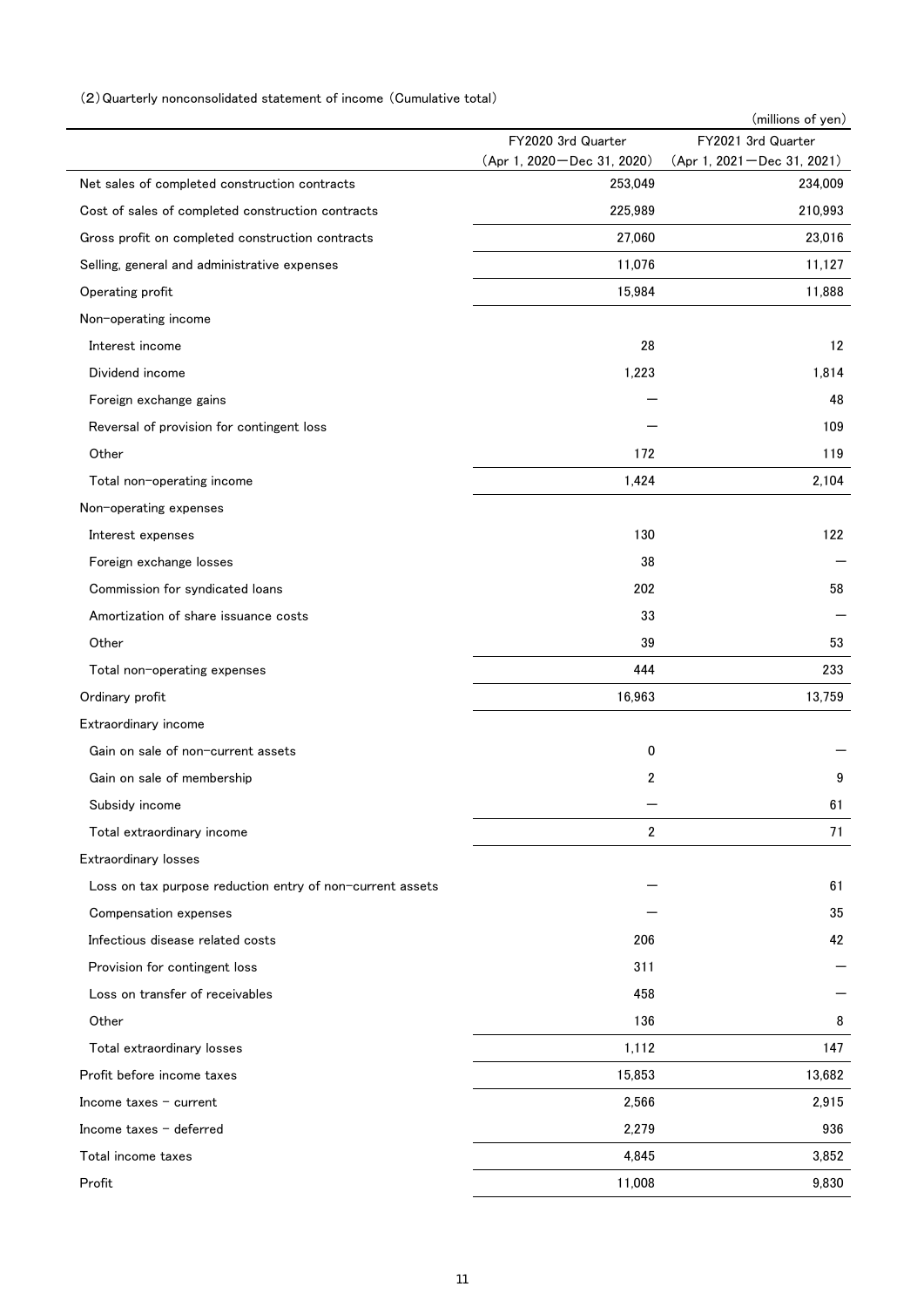(2) Quarterly nonconsolidated statement of income (Cumulative total)

(millions of yen)

| | FY2020 3rd Quarter (Apr 1, 2020－Dec 31, 2020) | FY2021 3rd Quarter (Apr 1, 2021－Dec 31, 2021) |
|---|---|---|
| Net sales of completed construction contracts | 253,049 | 234,009 |
| Cost of sales of completed construction contracts | 225,989 | 210,993 |
| Gross profit on completed construction contracts | 27,060 | 23,016 |
| Selling, general and administrative expenses | 11,076 | 11,127 |
| Operating profit | 15,984 | 11,888 |
| Non-operating income | | |
| Interest income | 28 | 12 |
| Dividend income | 1,223 | 1,814 |
| Foreign exchange gains | — | 48 |
| Reversal of provision for contingent loss | — | 109 |
| Other | 172 | 119 |
| Total non-operating income | 1,424 | 2,104 |
| Non-operating expenses | | |
| Interest expenses | 130 | 122 |
| Foreign exchange losses | 38 | — |
| Commission for syndicated loans | 202 | 58 |
| Amortization of share issuance costs | 33 | — |
| Other | 39 | 53 |
| Total non-operating expenses | 444 | 233 |
| Ordinary profit | 16,963 | 13,759 |
| Extraordinary income | | |
| Gain on sale of non-current assets | 0 | — |
| Gain on sale of membership | 2 | 9 |
| Subsidy income | — | 61 |
| Total extraordinary income | 2 | 71 |
| Extraordinary losses | | |
| Loss on tax purpose reduction entry of non-current assets | — | 61 |
| Compensation expenses | — | 35 |
| Infectious disease related costs | 206 | 42 |
| Provision for contingent loss | 311 | — |
| Loss on transfer of receivables | 458 | — |
| Other | 136 | 8 |
| Total extraordinary losses | 1,112 | 147 |
| Profit before income taxes | 15,853 | 13,682 |
| Income taxes - current | 2,566 | 2,915 |
| Income taxes - deferred | 2,279 | 936 |
| Total income taxes | 4,845 | 3,852 |
| Profit | 11,008 | 9,830 |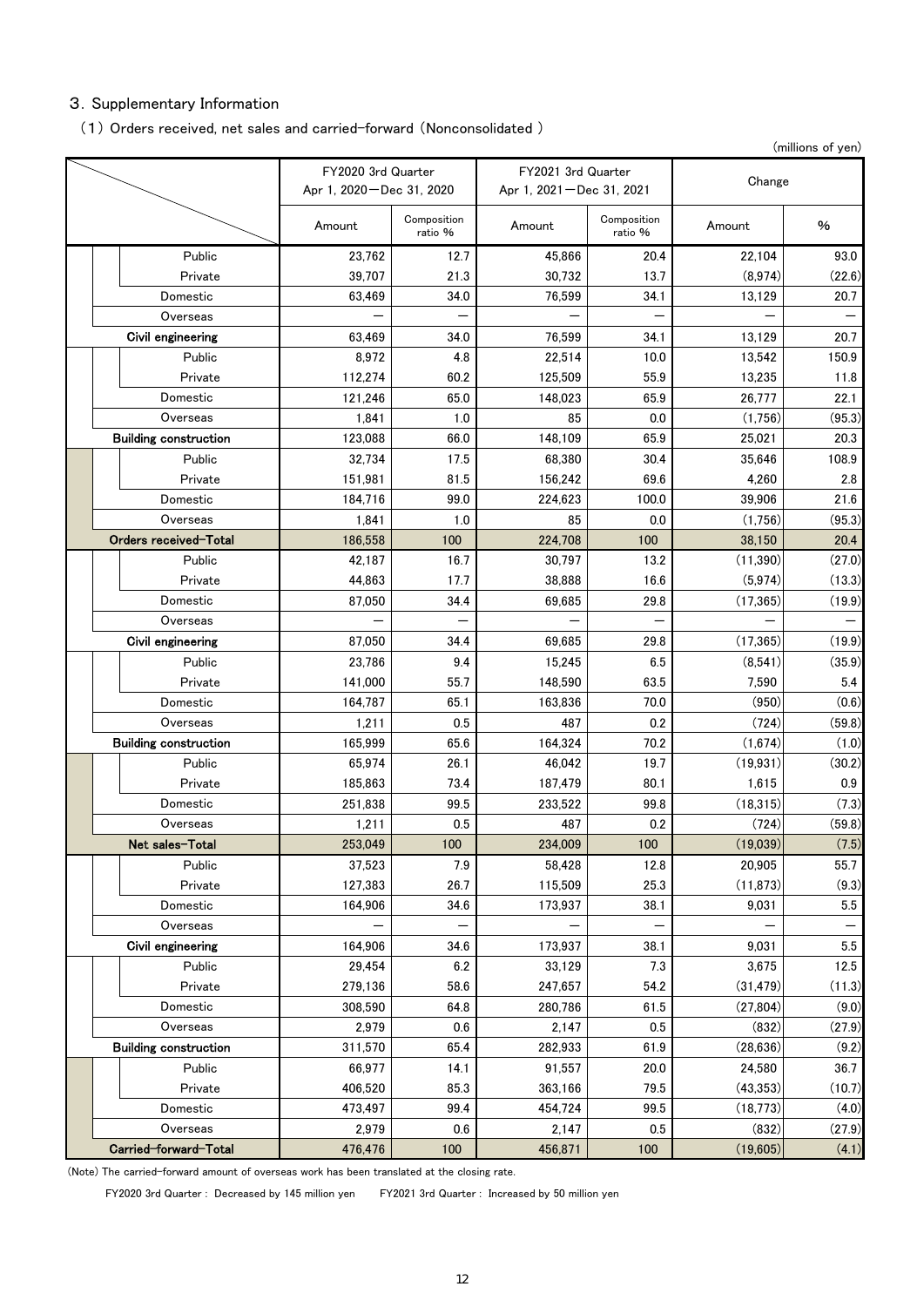## 3. Supplementary Information

### (1) Orders received, net sales and carried-forward (Nonconsolidated )

(millions of yen)

| | FY2020 3rd Quarter Apr 1, 2020－Dec 31, 2020 | | FY2021 3rd Quarter Apr 1, 2021－Dec 31, 2021 | | Change | |
|---|---|---|---|---|---|---|
| | Amount | Composition ratio % | Amount | Composition ratio % | Amount | % |
| Public | 23,762 | 12.7 | 45,866 | 20.4 | 22,104 | 93.0 |
| Private | 39,707 | 21.3 | 30,732 | 13.7 | (8,974) | (22.6) |
| Domestic | 63,469 | 34.0 | 76,599 | 34.1 | 13,129 | 20.7 |
| Overseas | － | － | － | － | － | － |
| **Civil engineering** | 63,469 | 34.0 | 76,599 | 34.1 | 13,129 | 20.7 |
| Public | 8,972 | 4.8 | 22,514 | 10.0 | 13,542 | 150.9 |
| Private | 112,274 | 60.2 | 125,509 | 55.9 | 13,235 | 11.8 |
| Domestic | 121,246 | 65.0 | 148,023 | 65.9 | 26,777 | 22.1 |
| Overseas | 1,841 | 1.0 | 85 | 0.0 | (1,756) | (95.3) |
| **Building construction** | 123,088 | 66.0 | 148,109 | 65.9 | 25,021 | 20.3 |
| Public | 32,734 | 17.5 | 68,380 | 30.4 | 35,646 | 108.9 |
| Private | 151,981 | 81.5 | 156,242 | 69.6 | 4,260 | 2.8 |
| Domestic | 184,716 | 99.0 | 224,623 | 100.0 | 39,906 | 21.6 |
| Overseas | 1,841 | 1.0 | 85 | 0.0 | (1,756) | (95.3) |
| **Orders received-Total** | 186,558 | 100 | 224,708 | 100 | 38,150 | 20.4 |
| Public | 42,187 | 16.7 | 30,797 | 13.2 | (11,390) | (27.0) |
| Private | 44,863 | 17.7 | 38,888 | 16.6 | (5,974) | (13.3) |
| Domestic | 87,050 | 34.4 | 69,685 | 29.8 | (17,365) | (19.9) |
| Overseas | － | － | － | － | － | － |
| **Civil engineering** | 87,050 | 34.4 | 69,685 | 29.8 | (17,365) | (19.9) |
| Public | 23,786 | 9.4 | 15,245 | 6.5 | (8,541) | (35.9) |
| Private | 141,000 | 55.7 | 148,590 | 63.5 | 7,590 | 5.4 |
| Domestic | 164,787 | 65.1 | 163,836 | 70.0 | (950) | (0.6) |
| Overseas | 1,211 | 0.5 | 487 | 0.2 | (724) | (59.8) |
| **Building construction** | 165,999 | 65.6 | 164,324 | 70.2 | (1,674) | (1.0) |
| Public | 65,974 | 26.1 | 46,042 | 19.7 | (19,931) | (30.2) |
| Private | 185,863 | 73.4 | 187,479 | 80.1 | 1,615 | 0.9 |
| Domestic | 251,838 | 99.5 | 233,522 | 99.8 | (18,315) | (7.3) |
| Overseas | 1,211 | 0.5 | 487 | 0.2 | (724) | (59.8) |
| **Net sales-Total** | 253,049 | 100 | 234,009 | 100 | (19,039) | (7.5) |
| Public | 37,523 | 7.9 | 58,428 | 12.8 | 20,905 | 55.7 |
| Private | 127,383 | 26.7 | 115,509 | 25.3 | (11,873) | (9.3) |
| Domestic | 164,906 | 34.6 | 173,937 | 38.1 | 9,031 | 5.5 |
| Overseas | － | － | － | － | － | － |
| **Civil engineering** | 164,906 | 34.6 | 173,937 | 38.1 | 9,031 | 5.5 |
| Public | 29,454 | 6.2 | 33,129 | 7.3 | 3,675 | 12.5 |
| Private | 279,136 | 58.6 | 247,657 | 54.2 | (31,479) | (11.3) |
| Domestic | 308,590 | 64.8 | 280,786 | 61.5 | (27,804) | (9.0) |
| Overseas | 2,979 | 0.6 | 2,147 | 0.5 | (832) | (27.9) |
| **Building construction** | 311,570 | 65.4 | 282,933 | 61.9 | (28,636) | (9.2) |
| Public | 66,977 | 14.1 | 91,557 | 20.0 | 24,580 | 36.7 |
| Private | 406,520 | 85.3 | 363,166 | 79.5 | (43,353) | (10.7) |
| Domestic | 473,497 | 99.4 | 454,724 | 99.5 | (18,773) | (4.0) |
| Overseas | 2,979 | 0.6 | 2,147 | 0.5 | (832) | (27.9) |
| **Carried-forward-Total** | 476,476 | 100 | 456,871 | 100 | (19,605) | (4.1) |

(Note) The carried-forward amount of overseas work has been translated at the closing rate.

FY2020 3rd Quarter : Decreased by 145 million yen　　FY2021 3rd Quarter : Increased by 50 million yen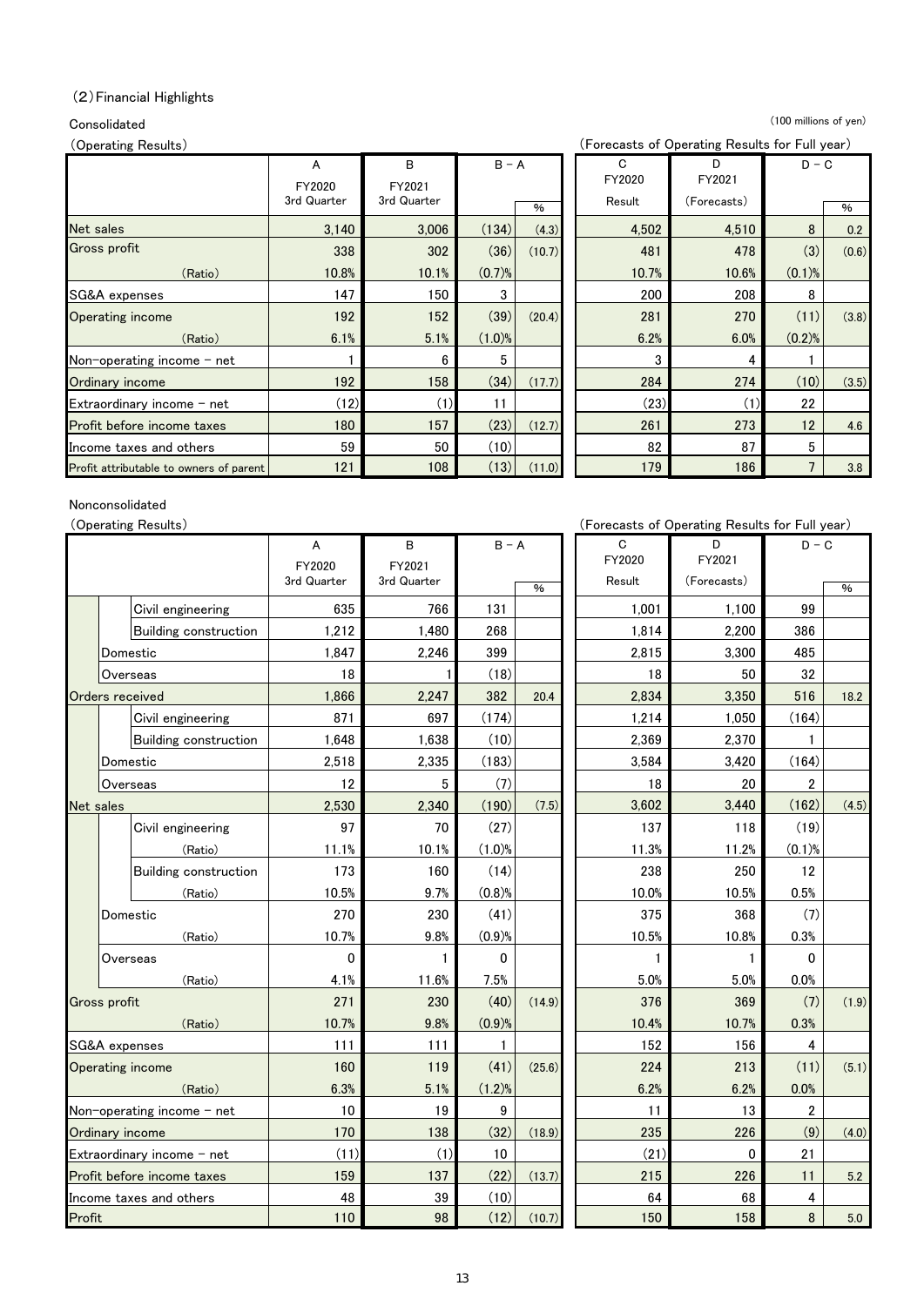(2) Financial Highlights

Consolidated

(100 millions of yen)

(Operating Results) / (Forecasts of Operating Results for Full year)

| | A FY2020 3rd Quarter | B FY2021 3rd Quarter | B − A | % | C FY2020 Result | D FY2021 (Forecasts) | D − C | % |
|---|---|---|---|---|---|---|---|---|
| Net sales | 3,140 | 3,006 | (134) | (4.3) | 4,502 | 4,510 | 8 | 0.2 |
| Gross profit | 338 | 302 | (36) | (10.7) | 481 | 478 | (3) | (0.6) |
| (Ratio) | 10.8% | 10.1% | (0.7)% | | 10.7% | 10.6% | (0.1)% | |
| SG&A expenses | 147 | 150 | 3 | | 200 | 208 | 8 | |
| Operating income | 192 | 152 | (39) | (20.4) | 281 | 270 | (11) | (3.8) |
| (Ratio) | 6.1% | 5.1% | (1.0)% | | 6.2% | 6.0% | (0.2)% | |
| Non-operating income − net | 1 | 6 | 5 | | 3 | 4 | 1 | |
| Ordinary income | 192 | 158 | (34) | (17.7) | 284 | 274 | (10) | (3.5) |
| Extraordinary income − net | (12) | (1) | 11 | | (23) | (1) | 22 | |
| Profit before income taxes | 180 | 157 | (23) | (12.7) | 261 | 273 | 12 | 4.6 |
| Income taxes and others | 59 | 50 | (10) | | 82 | 87 | 5 | |
| Profit attributable to owners of parent | 121 | 108 | (13) | (11.0) | 179 | 186 | 7 | 3.8 |

Nonconsolidated

(Operating Results) / (Forecasts of Operating Results for Full year)

| | A FY2020 3rd Quarter | B FY2021 3rd Quarter | B − A | % | C FY2020 Result | D FY2021 (Forecasts) | D − C | % |
|---|---|---|---|---|---|---|---|---|
| Civil engineering | 635 | 766 | 131 | | 1,001 | 1,100 | 99 | |
| Building construction | 1,212 | 1,480 | 268 | | 1,814 | 2,200 | 386 | |
| Domestic | 1,847 | 2,246 | 399 | | 2,815 | 3,300 | 485 | |
| Overseas | 18 | 1 | (18) | | 18 | 50 | 32 | |
| Orders received | 1,866 | 2,247 | 382 | 20.4 | 2,834 | 3,350 | 516 | 18.2 |
| Civil engineering | 871 | 697 | (174) | | 1,214 | 1,050 | (164) | |
| Building construction | 1,648 | 1,638 | (10) | | 2,369 | 2,370 | 1 | |
| Domestic | 2,518 | 2,335 | (183) | | 3,584 | 3,420 | (164) | |
| Overseas | 12 | 5 | (7) | | 18 | 20 | 2 | |
| Net sales | 2,530 | 2,340 | (190) | (7.5) | 3,602 | 3,440 | (162) | (4.5) |
| Civil engineering | 97 | 70 | (27) | | 137 | 118 | (19) | |
| (Ratio) | 11.1% | 10.1% | (1.0)% | | 11.3% | 11.2% | (0.1)% | |
| Building construction | 173 | 160 | (14) | | 238 | 250 | 12 | |
| (Ratio) | 10.5% | 9.7% | (0.8)% | | 10.0% | 10.5% | 0.5% | |
| Domestic | 270 | 230 | (41) | | 375 | 368 | (7) | |
| (Ratio) | 10.7% | 9.8% | (0.9)% | | 10.5% | 10.8% | 0.3% | |
| Overseas | 0 | 1 | 0 | | 1 | 1 | 0 | |
| (Ratio) | 4.1% | 11.6% | 7.5% | | 5.0% | 5.0% | 0.0% | |
| Gross profit | 271 | 230 | (40) | (14.9) | 376 | 369 | (7) | (1.9) |
| (Ratio) | 10.7% | 9.8% | (0.9)% | | 10.4% | 10.7% | 0.3% | |
| SG&A expenses | 111 | 111 | 1 | | 152 | 156 | 4 | |
| Operating income | 160 | 119 | (41) | (25.6) | 224 | 213 | (11) | (5.1) |
| (Ratio) | 6.3% | 5.1% | (1.2)% | | 6.2% | 6.2% | 0.0% | |
| Non-operating income − net | 10 | 19 | 9 | | 11 | 13 | 2 | |
| Ordinary income | 170 | 138 | (32) | (18.9) | 235 | 226 | (9) | (4.0) |
| Extraordinary income − net | (11) | (1) | 10 | | (21) | 0 | 21 | |
| Profit before income taxes | 159 | 137 | (22) | (13.7) | 215 | 226 | 11 | 5.2 |
| Income taxes and others | 48 | 39 | (10) | | 64 | 68 | 4 | |
| Profit | 110 | 98 | (12) | (10.7) | 150 | 158 | 8 | 5.0 |